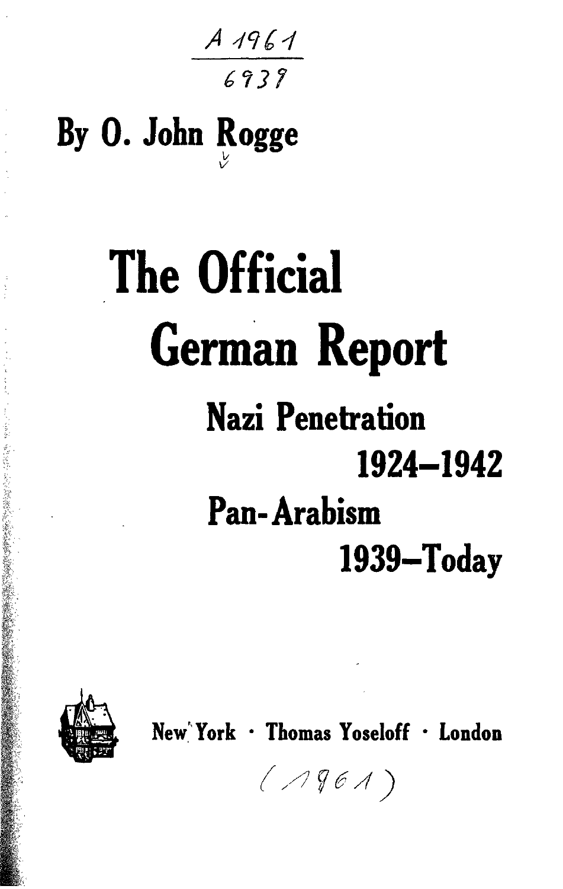A 1961

6939

By O. John Rogge

# The Official German Report

## Nazi Penetration 1924–1942

## Pan-Arabism 1939–Today

New York · Thomas Yoseloff · London

(1961)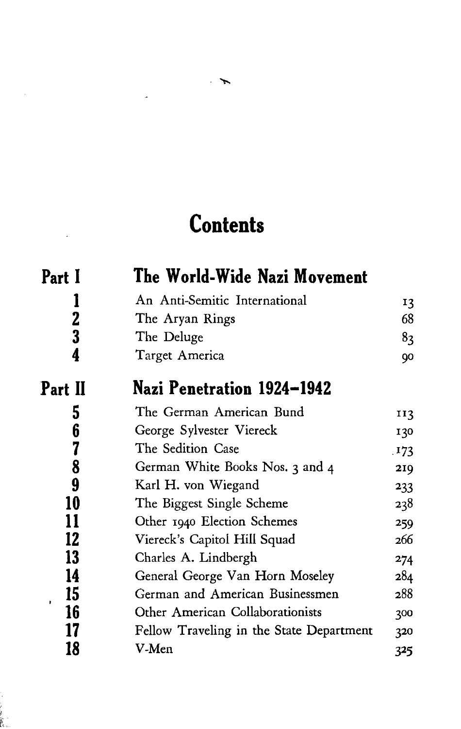# Contents

## Part I — The World-Wide Nazi Movement

| | | |
|---|---|---|
| 1 | An Anti-Semitic International | 13 |
| 2 | The Aryan Rings | 68 |
| 3 | The Deluge | 83 |
| 4 | Target America | 90 |

## Part II — Nazi Penetration 1924–1942

| | | |
|---|---|---|
| 5 | The German American Bund | 113 |
| 6 | George Sylvester Viereck | 130 |
| 7 | The Sedition Case | 173 |
| 8 | German White Books Nos. 3 and 4 | 219 |
| 9 | Karl H. von Wiegand | 233 |
| 10 | The Biggest Single Scheme | 238 |
| 11 | Other 1940 Election Schemes | 259 |
| 12 | Viereck's Capitol Hill Squad | 266 |
| 13 | Charles A. Lindbergh | 274 |
| 14 | General George Van Horn Moseley | 284 |
| 15 | German and American Businessmen | 288 |
| 16 | Other American Collaborationists | 300 |
| 17 | Fellow Traveling in the State Department | 320 |
| 18 | V-Men | 325 |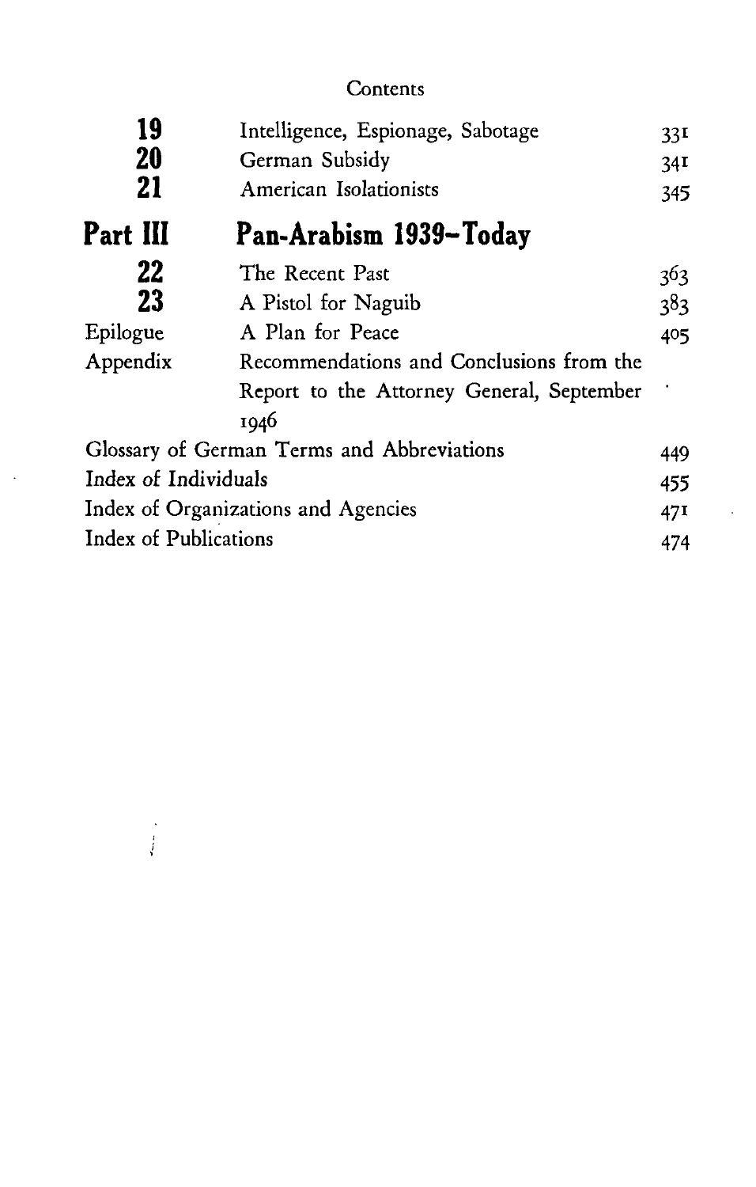Contents

| | | |
|---|---|---|
| **19** | Intelligence, Espionage, Sabotage | 331 |
| **20** | German Subsidy | 341 |
| **21** | American Isolationists | 345 |
| **Part III** | **Pan-Arabism 1939–Today** | |
| **22** | The Recent Past | 363 |
| **23** | A Pistol for Naguib | 383 |
| Epilogue | A Plan for Peace | 405 |
| Appendix | Recommendations and Conclusions from the Report to the Attorney General, September 1946 | |

| | |
|---|---|
| Glossary of German Terms and Abbreviations | 449 |
| Index of Individuals | 455 |
| Index of Organizations and Agencies | 471 |
| Index of Publications | 474 |